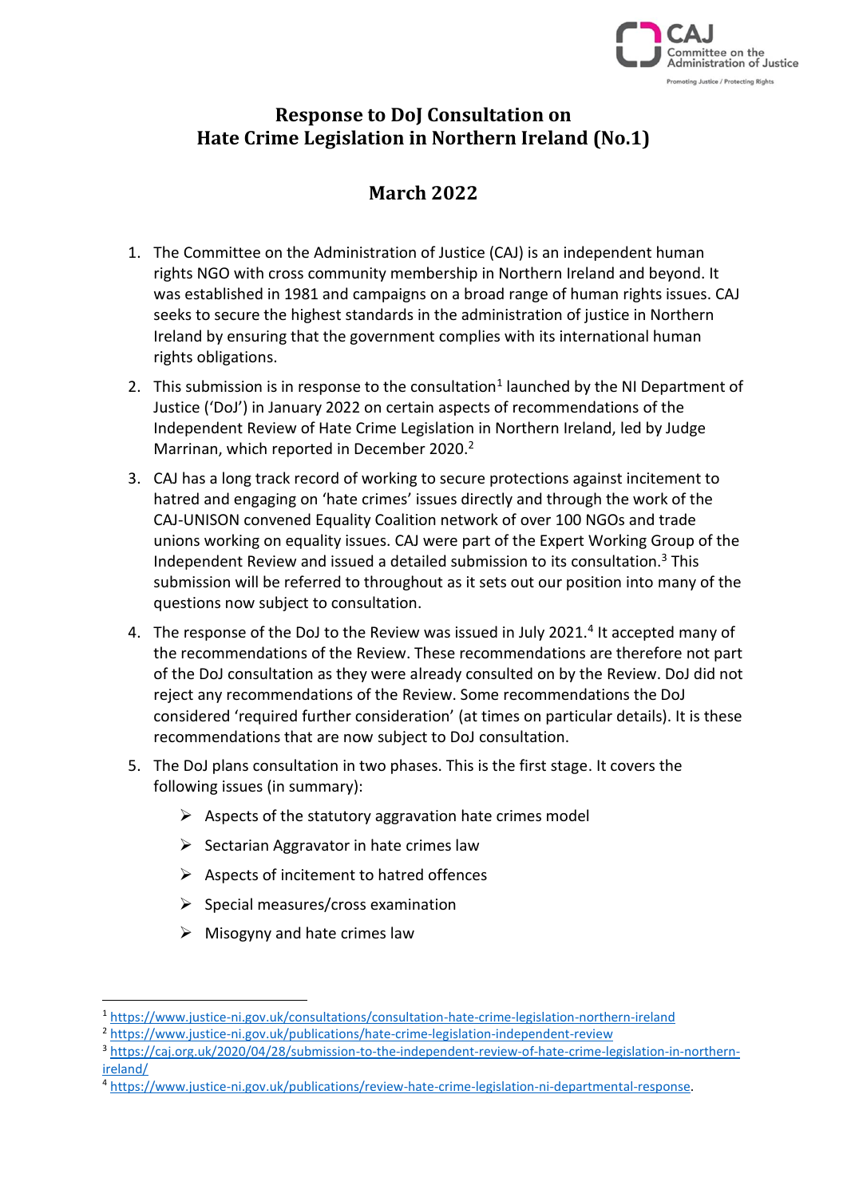# Response to DoJ Consultation on Hate Crime Legislation in Northern Ireland (No.1)

## March 2022

1. The Committee on the Administration of Justice (CAJ) is an independent human rights NGO with cross community membership in Northern Ireland and beyond. It was established in 1981 and campaigns on a broad range of human rights issues. CAJ seeks to secure the highest standards in the administration of justice in Northern Ireland by ensuring that the government complies with its international human rights obligations.

2. This submission is in response to the consultation[1] launched by the NI Department of Justice ('DoJ') in January 2022 on certain aspects of recommendations of the Independent Review of Hate Crime Legislation in Northern Ireland, led by Judge Marrinan, which reported in December 2020.[2]

3. CAJ has a long track record of working to secure protections against incitement to hatred and engaging on 'hate crimes' issues directly and through the work of the CAJ-UNISON convened Equality Coalition network of over 100 NGOs and trade unions working on equality issues. CAJ were part of the Expert Working Group of the Independent Review and issued a detailed submission to its consultation.[3] This submission will be referred to throughout as it sets out our position into many of the questions now subject to consultation.

4. The response of the DoJ to the Review was issued in July 2021.[4] It accepted many of the recommendations of the Review. These recommendations are therefore not part of the DoJ consultation as they were already consulted on by the Review. DoJ did not reject any recommendations of the Review. Some recommendations the DoJ considered 'required further consideration' (at times on particular details). It is these recommendations that are now subject to DoJ consultation.

5. The DoJ plans consultation in two phases. This is the first stage. It covers the following issues (in summary):

   - Aspects of the statutory aggravation hate crimes model
   - Sectarian Aggravator in hate crimes law
   - Aspects of incitement to hatred offences
   - Special measures/cross examination
   - Misogyny and hate crimes law

---

[1] https://www.justice-ni.gov.uk/consultations/consultation-hate-crime-legislation-northern-ireland

[2] https://www.justice-ni.gov.uk/publications/hate-crime-legislation-independent-review

[3] https://caj.org.uk/2020/04/28/submission-to-the-independent-review-of-hate-crime-legislation-in-northern-ireland/

[4] https://www.justice-ni.gov.uk/publications/review-hate-crime-legislation-ni-departmental-response.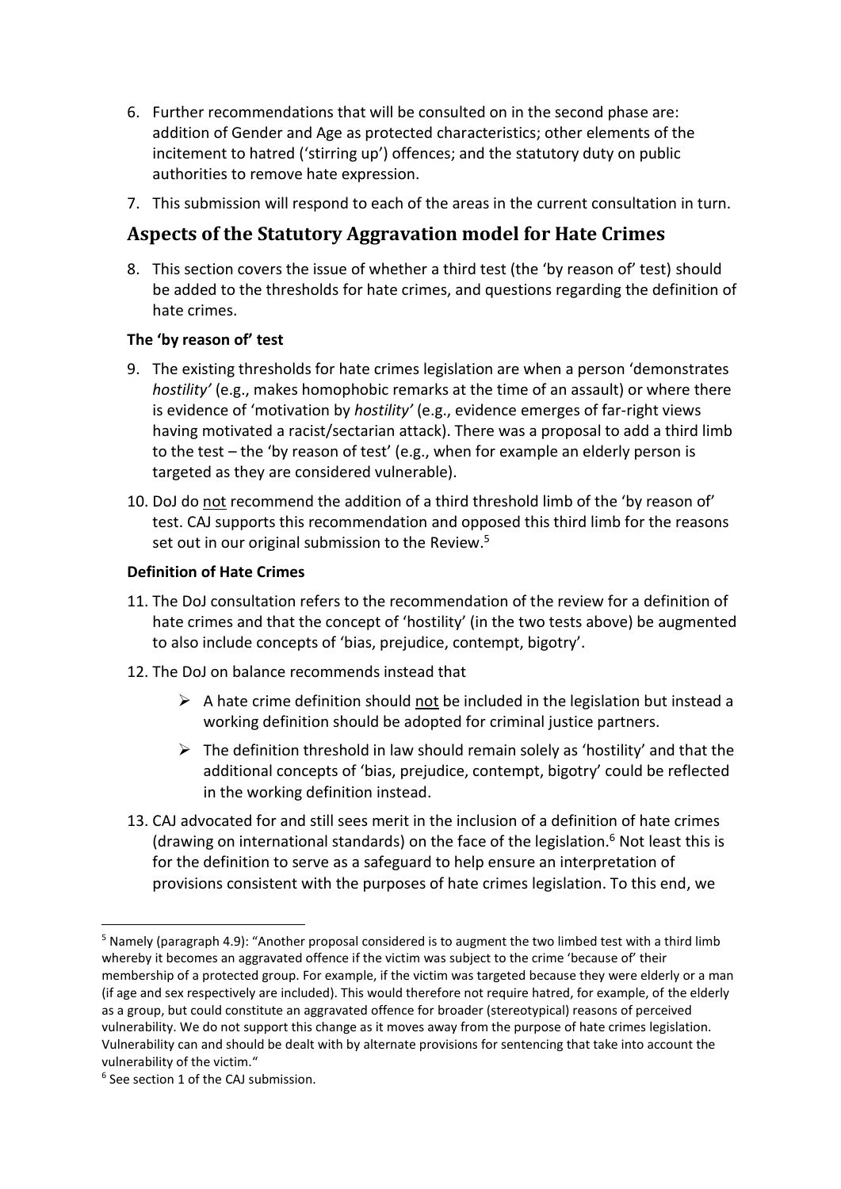6. Further recommendations that will be consulted on in the second phase are: addition of Gender and Age as protected characteristics; other elements of the incitement to hatred ('stirring up') offences; and the statutory duty on public authorities to remove hate expression.

7. This submission will respond to each of the areas in the current consultation in turn.

## Aspects of the Statutory Aggravation model for Hate Crimes

8. This section covers the issue of whether a third test (the 'by reason of' test) should be added to the thresholds for hate crimes, and questions regarding the definition of hate crimes.

### The 'by reason of' test

9. The existing thresholds for hate crimes legislation are when a person 'demonstrates *hostility'* (e.g., makes homophobic remarks at the time of an assault) or where there is evidence of 'motivation by *hostility'* (e.g., evidence emerges of far-right views having motivated a racist/sectarian attack). There was a proposal to add a third limb to the test – the 'by reason of test' (e.g., when for example an elderly person is targeted as they are considered vulnerable).

10. DoJ do <u>not</u> recommend the addition of a third threshold limb of the 'by reason of' test. CAJ supports this recommendation and opposed this third limb for the reasons set out in our original submission to the Review.[5]

### Definition of Hate Crimes

11. The DoJ consultation refers to the recommendation of the review for a definition of hate crimes and that the concept of 'hostility' (in the two tests above) be augmented to also include concepts of 'bias, prejudice, contempt, bigotry'.

12. The DoJ on balance recommends instead that

    - A hate crime definition should <u>not</u> be included in the legislation but instead a working definition should be adopted for criminal justice partners.
    - The definition threshold in law should remain solely as 'hostility' and that the additional concepts of 'bias, prejudice, contempt, bigotry' could be reflected in the working definition instead.

13. CAJ advocated for and still sees merit in the inclusion of a definition of hate crimes (drawing on international standards) on the face of the legislation.[6] Not least this is for the definition to serve as a safeguard to help ensure an interpretation of provisions consistent with the purposes of hate crimes legislation. To this end, we

---

[5] Namely (paragraph 4.9): "Another proposal considered is to augment the two limbed test with a third limb whereby it becomes an aggravated offence if the victim was subject to the crime 'because of' their membership of a protected group. For example, if the victim was targeted because they were elderly or a man (if age and sex respectively are included). This would therefore not require hatred, for example, of the elderly as a group, but could constitute an aggravated offence for broader (stereotypical) reasons of perceived vulnerability. We do not support this change as it moves away from the purpose of hate crimes legislation. Vulnerability can and should be dealt with by alternate provisions for sentencing that take into account the vulnerability of the victim."

[6] See section 1 of the CAJ submission.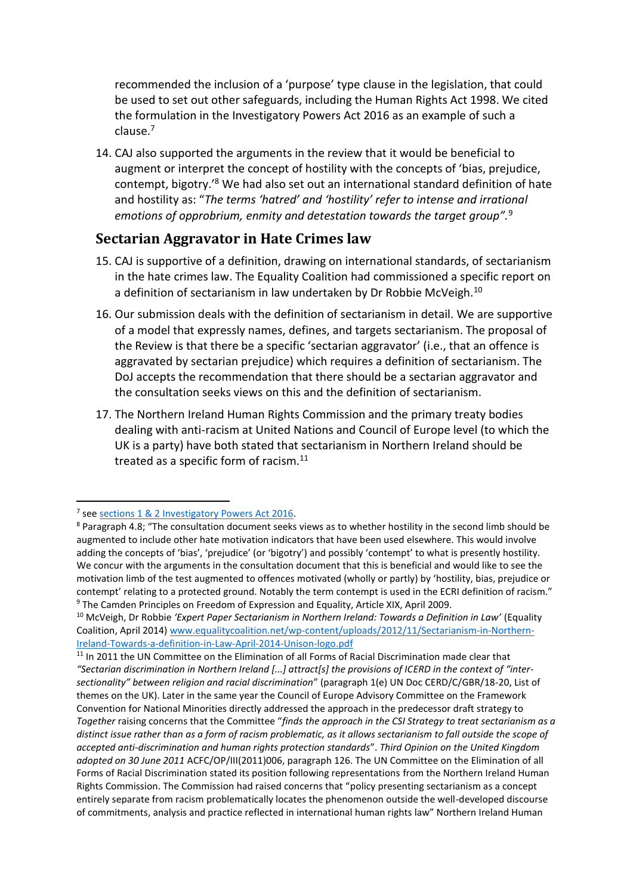recommended the inclusion of a 'purpose' type clause in the legislation, that could be used to set out other safeguards, including the Human Rights Act 1998. We cited the formulation in the Investigatory Powers Act 2016 as an example of such a clause.[7]

14. CAJ also supported the arguments in the review that it would be beneficial to augment or interpret the concept of hostility with the concepts of 'bias, prejudice, contempt, bigotry.'[8] We had also set out an international standard definition of hate and hostility as: "*The terms 'hatred' and 'hostility' refer to intense and irrational emotions of opprobrium, enmity and detestation towards the target group"*.[9]

## Sectarian Aggravator in Hate Crimes law

15. CAJ is supportive of a definition, drawing on international standards, of sectarianism in the hate crimes law. The Equality Coalition had commissioned a specific report on a definition of sectarianism in law undertaken by Dr Robbie McVeigh.[10]

16. Our submission deals with the definition of sectarianism in detail. We are supportive of a model that expressly names, defines, and targets sectarianism. The proposal of the Review is that there be a specific 'sectarian aggravator' (i.e., that an offence is aggravated by sectarian prejudice) which requires a definition of sectarianism. The DoJ accepts the recommendation that there should be a sectarian aggravator and the consultation seeks views on this and the definition of sectarianism.

17. The Northern Ireland Human Rights Commission and the primary treaty bodies dealing with anti-racism at United Nations and Council of Europe level (to which the UK is a party) have both stated that sectarianism in Northern Ireland should be treated as a specific form of racism.[11]

---

[7] see sections 1 & 2 Investigatory Powers Act 2016.

[8] Paragraph 4.8; "The consultation document seeks views as to whether hostility in the second limb should be augmented to include other hate motivation indicators that have been used elsewhere. This would involve adding the concepts of 'bias', 'prejudice' (or 'bigotry') and possibly 'contempt' to what is presently hostility. We concur with the arguments in the consultation document that this is beneficial and would like to see the motivation limb of the test augmented to offences motivated (wholly or partly) by 'hostility, bias, prejudice or contempt' relating to a protected ground. Notably the term contempt is used in the ECRI definition of racism."

[9] The Camden Principles on Freedom of Expression and Equality, Article XIX, April 2009.

[10] McVeigh, Dr Robbie *'Expert Paper Sectarianism in Northern Ireland: Towards a Definition in Law'* (Equality Coalition, April 2014) www.equalitycoalition.net/wp-content/uploads/2012/11/Sectarianism-in-Northern-Ireland-Towards-a-definition-in-Law-April-2014-Unison-logo.pdf

[11] In 2011 the UN Committee on the Elimination of all Forms of Racial Discrimination made clear that *"Sectarian discrimination in Northern Ireland [...] attract[s] the provisions of ICERD in the context of "inter-sectionality" between religion and racial discrimination*" (paragraph 1(e) UN Doc CERD/C/GBR/18-20, List of themes on the UK). Later in the same year the Council of Europe Advisory Committee on the Framework Convention for National Minorities directly addressed the approach in the predecessor draft strategy to *Together* raising concerns that the Committee "*finds the approach in the CSI Strategy to treat sectarianism as a distinct issue rather than as a form of racism problematic, as it allows sectarianism to fall outside the scope of accepted anti-discrimination and human rights protection standards*". *Third Opinion on the United Kingdom adopted on 30 June 2011* ACFC/OP/III(2011)006, paragraph 126. The UN Committee on the Elimination of all Forms of Racial Discrimination stated its position following representations from the Northern Ireland Human Rights Commission. The Commission had raised concerns that "policy presenting sectarianism as a concept entirely separate from racism problematically locates the phenomenon outside the well-developed discourse of commitments, analysis and practice reflected in international human rights law" Northern Ireland Human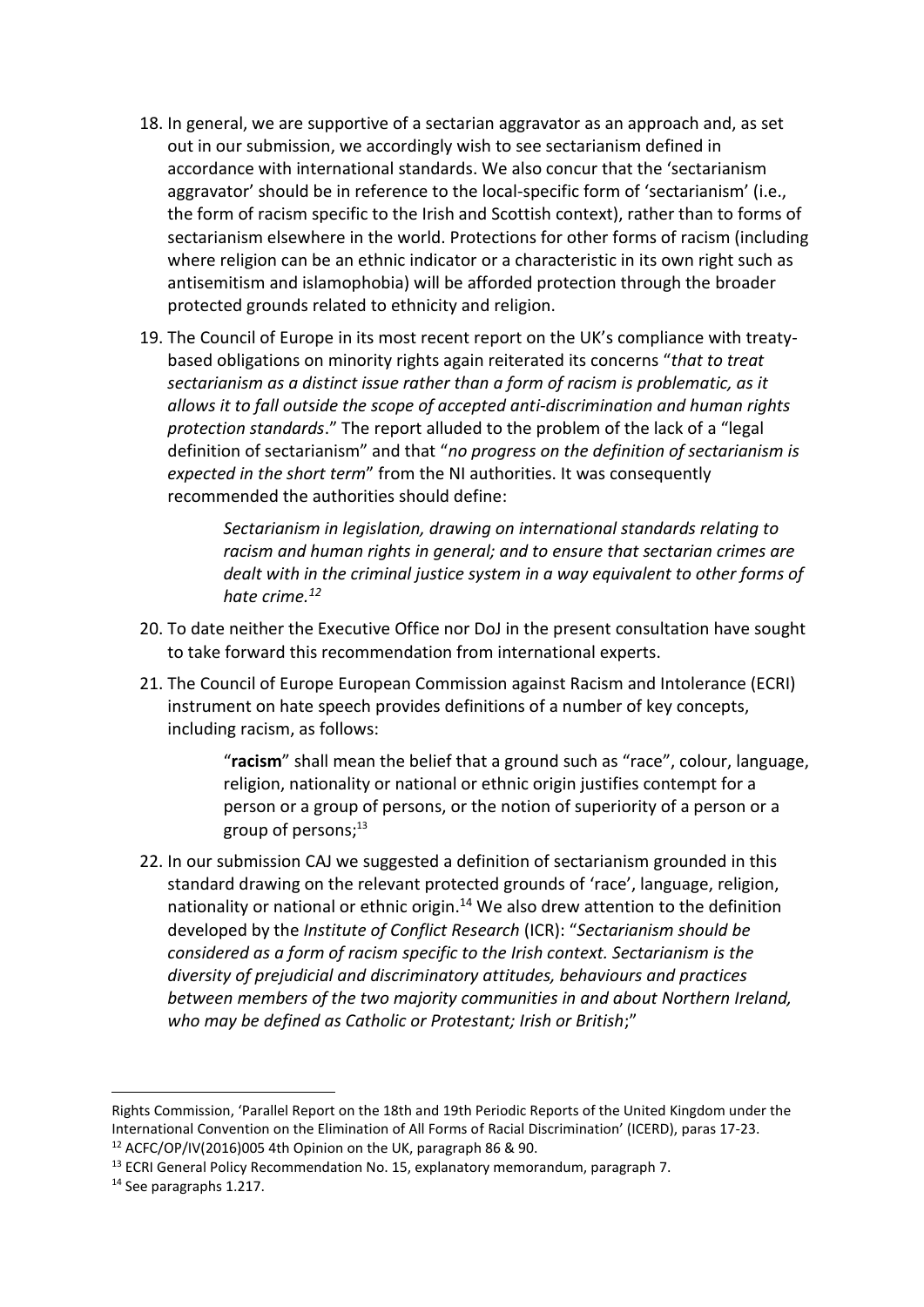18. In general, we are supportive of a sectarian aggravator as an approach and, as set out in our submission, we accordingly wish to see sectarianism defined in accordance with international standards. We also concur that the 'sectarianism aggravator' should be in reference to the local-specific form of 'sectarianism' (i.e., the form of racism specific to the Irish and Scottish context), rather than to forms of sectarianism elsewhere in the world. Protections for other forms of racism (including where religion can be an ethnic indicator or a characteristic in its own right such as antisemitism and islamophobia) will be afforded protection through the broader protected grounds related to ethnicity and religion.

19. The Council of Europe in its most recent report on the UK's compliance with treaty-based obligations on minority rights again reiterated its concerns "*that to treat sectarianism as a distinct issue rather than a form of racism is problematic, as it allows it to fall outside the scope of accepted anti-discrimination and human rights protection standards*." The report alluded to the problem of the lack of a "legal definition of sectarianism" and that "*no progress on the definition of sectarianism is expected in the short term*" from the NI authorities. It was consequently recommended the authorities should define:

    > *Sectarianism in legislation, drawing on international standards relating to racism and human rights in general; and to ensure that sectarian crimes are dealt with in the criminal justice system in a way equivalent to other forms of hate crime.*[12]

20. To date neither the Executive Office nor DoJ in the present consultation have sought to take forward this recommendation from international experts.

21. The Council of Europe European Commission against Racism and Intolerance (ECRI) instrument on hate speech provides definitions of a number of key concepts, including racism, as follows:

    > "**racism**" shall mean the belief that a ground such as "race", colour, language, religion, nationality or national or ethnic origin justifies contempt for a person or a group of persons, or the notion of superiority of a person or a group of persons;[13]

22. In our submission CAJ we suggested a definition of sectarianism grounded in this standard drawing on the relevant protected grounds of 'race', language, religion, nationality or national or ethnic origin.[14] We also drew attention to the definition developed by the *Institute of Conflict Research* (ICR): "*Sectarianism should be considered as a form of racism specific to the Irish context. Sectarianism is the diversity of prejudicial and discriminatory attitudes, behaviours and practices between members of the two majority communities in and about Northern Ireland, who may be defined as Catholic or Protestant; Irish or British*;"

---

Rights Commission, 'Parallel Report on the 18th and 19th Periodic Reports of the United Kingdom under the International Convention on the Elimination of All Forms of Racial Discrimination' (ICERD), paras 17-23.

[12] ACFC/OP/IV(2016)005 4th Opinion on the UK, paragraph 86 & 90.

[13] ECRI General Policy Recommendation No. 15, explanatory memorandum, paragraph 7.

[14] See paragraphs 1.217.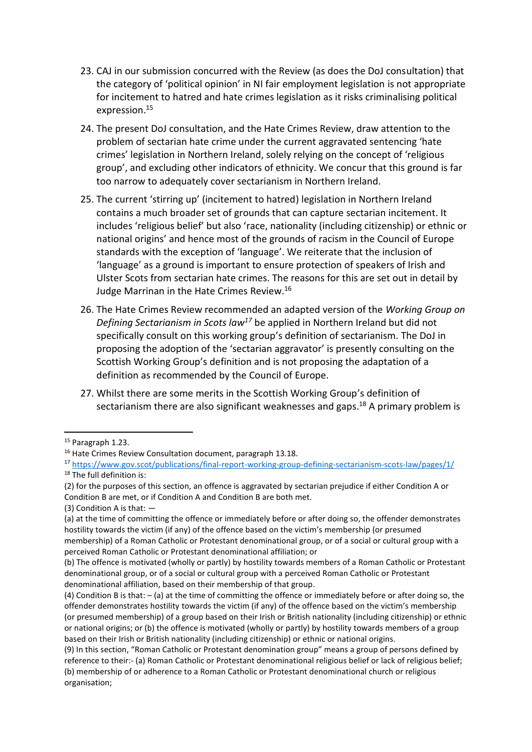23. CAJ in our submission concurred with the Review (as does the DoJ consultation) that the category of 'political opinion' in NI fair employment legislation is not appropriate for incitement to hatred and hate crimes legislation as it risks criminalising political expression.[15]

24. The present DoJ consultation, and the Hate Crimes Review, draw attention to the problem of sectarian hate crime under the current aggravated sentencing 'hate crimes' legislation in Northern Ireland, solely relying on the concept of 'religious group', and excluding other indicators of ethnicity. We concur that this ground is far too narrow to adequately cover sectarianism in Northern Ireland.

25. The current 'stirring up' (incitement to hatred) legislation in Northern Ireland contains a much broader set of grounds that can capture sectarian incitement. It includes 'religious belief' but also 'race, nationality (including citizenship) or ethnic or national origins' and hence most of the grounds of racism in the Council of Europe standards with the exception of 'language'. We reiterate that the inclusion of 'language' as a ground is important to ensure protection of speakers of Irish and Ulster Scots from sectarian hate crimes. The reasons for this are set out in detail by Judge Marrinan in the Hate Crimes Review.[16]

26. The Hate Crimes Review recommended an adapted version of the *Working Group on Defining Sectarianism in Scots law*[17] be applied in Northern Ireland but did not specifically consult on this working group's definition of sectarianism. The DoJ in proposing the adoption of the 'sectarian aggravator' is presently consulting on the Scottish Working Group's definition and is not proposing the adaptation of a definition as recommended by the Council of Europe.

27. Whilst there are some merits in the Scottish Working Group's definition of sectarianism there are also significant weaknesses and gaps.[18] A primary problem is

---

[15] Paragraph 1.23.

[16] Hate Crimes Review Consultation document, paragraph 13.18.

[17] https://www.gov.scot/publications/final-report-working-group-defining-sectarianism-scots-law/pages/1/

[18] The full definition is:

(2) for the purposes of this section, an offence is aggravated by sectarian prejudice if either Condition A or Condition B are met, or if Condition A and Condition B are both met.

(3) Condition A is that: —

(a) at the time of committing the offence or immediately before or after doing so, the offender demonstrates hostility towards the victim (if any) of the offence based on the victim's membership (or presumed membership) of a Roman Catholic or Protestant denominational group, or of a social or cultural group with a perceived Roman Catholic or Protestant denominational affiliation; or

(b) The offence is motivated (wholly or partly) by hostility towards members of a Roman Catholic or Protestant denominational group, or of a social or cultural group with a perceived Roman Catholic or Protestant denominational affiliation, based on their membership of that group.

(4) Condition B is that: – (a) at the time of committing the offence or immediately before or after doing so, the offender demonstrates hostility towards the victim (if any) of the offence based on the victim's membership (or presumed membership) of a group based on their Irish or British nationality (including citizenship) or ethnic or national origins; or (b) the offence is motivated (wholly or partly) by hostility towards members of a group based on their Irish or British nationality (including citizenship) or ethnic or national origins.

(9) In this section, "Roman Catholic or Protestant denomination group" means a group of persons defined by reference to their:- (a) Roman Catholic or Protestant denominational religious belief or lack of religious belief; (b) membership of or adherence to a Roman Catholic or Protestant denominational church or religious organisation;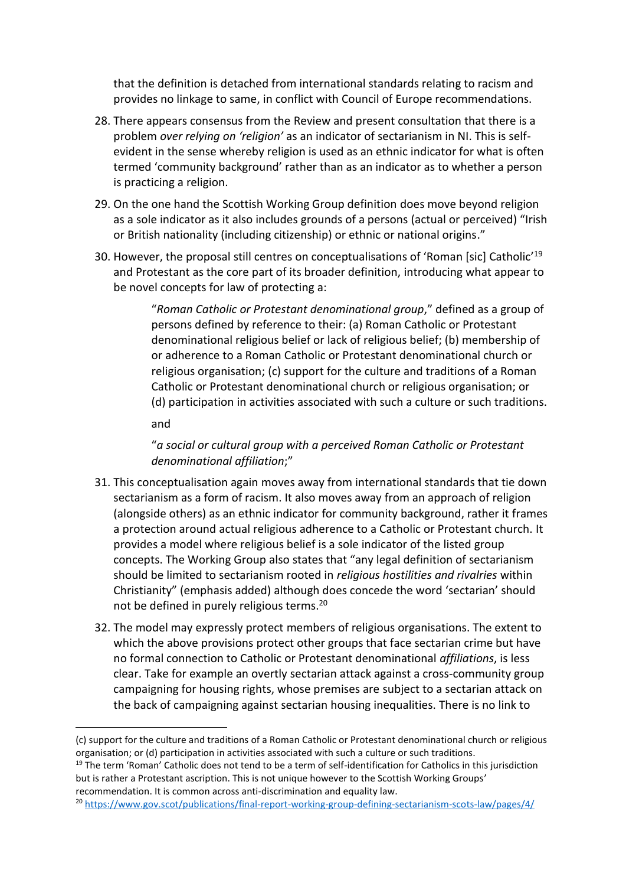that the definition is detached from international standards relating to racism and provides no linkage to same, in conflict with Council of Europe recommendations.

28. There appears consensus from the Review and present consultation that there is a problem *over relying on 'religion'* as an indicator of sectarianism in NI. This is self-evident in the sense whereby religion is used as an ethnic indicator for what is often termed 'community background' rather than as an indicator as to whether a person is practicing a religion.

29. On the one hand the Scottish Working Group definition does move beyond religion as a sole indicator as it also includes grounds of a persons (actual or perceived) "Irish or British nationality (including citizenship) or ethnic or national origins."

30. However, the proposal still centres on conceptualisations of 'Roman [sic] Catholic'[19] and Protestant as the core part of its broader definition, introducing what appear to be novel concepts for law of protecting a:

    > "*Roman Catholic or Protestant denominational group*," defined as a group of persons defined by reference to their: (a) Roman Catholic or Protestant denominational religious belief or lack of religious belief; (b) membership of or adherence to a Roman Catholic or Protestant denominational church or religious organisation; (c) support for the culture and traditions of a Roman Catholic or Protestant denominational church or religious organisation; or (d) participation in activities associated with such a culture or such traditions.
    >
    > and
    >
    > "*a social or cultural group with a perceived Roman Catholic or Protestant denominational affiliation*;"

31. This conceptualisation again moves away from international standards that tie down sectarianism as a form of racism. It also moves away from an approach of religion (alongside others) as an ethnic indicator for community background, rather it frames a protection around actual religious adherence to a Catholic or Protestant church. It provides a model where religious belief is a sole indicator of the listed group concepts. The Working Group also states that "any legal definition of sectarianism should be limited to sectarianism rooted in *religious hostilities and rivalries* within Christianity" (emphasis added) although does concede the word 'sectarian' should not be defined in purely religious terms.[20]

32. The model may expressly protect members of religious organisations. The extent to which the above provisions protect other groups that face sectarian crime but have no formal connection to Catholic or Protestant denominational *affiliations*, is less clear. Take for example an overtly sectarian attack against a cross-community group campaigning for housing rights, whose premises are subject to a sectarian attack on the back of campaigning against sectarian housing inequalities. There is no link to

---

(c) support for the culture and traditions of a Roman Catholic or Protestant denominational church or religious organisation; or (d) participation in activities associated with such a culture or such traditions.

[19] The term 'Roman' Catholic does not tend to be a term of self-identification for Catholics in this jurisdiction but is rather a Protestant ascription. This is not unique however to the Scottish Working Groups' recommendation. It is common across anti-discrimination and equality law.

[20] https://www.gov.scot/publications/final-report-working-group-defining-sectarianism-scots-law/pages/4/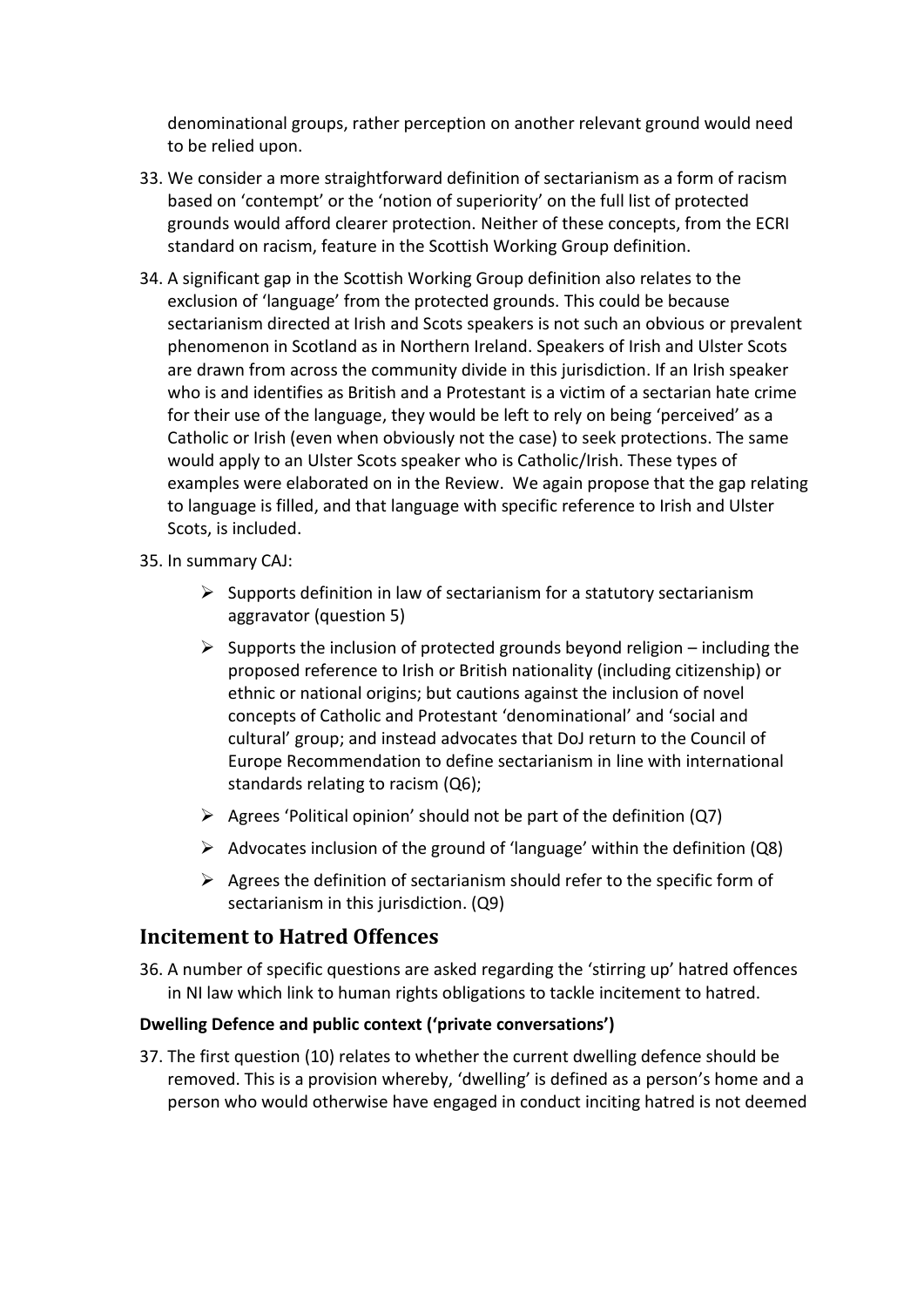denominational groups, rather perception on another relevant ground would need to be relied upon.

33. We consider a more straightforward definition of sectarianism as a form of racism based on 'contempt' or the 'notion of superiority' on the full list of protected grounds would afford clearer protection. Neither of these concepts, from the ECRI standard on racism, feature in the Scottish Working Group definition.

34. A significant gap in the Scottish Working Group definition also relates to the exclusion of 'language' from the protected grounds. This could be because sectarianism directed at Irish and Scots speakers is not such an obvious or prevalent phenomenon in Scotland as in Northern Ireland. Speakers of Irish and Ulster Scots are drawn from across the community divide in this jurisdiction. If an Irish speaker who is and identifies as British and a Protestant is a victim of a sectarian hate crime for their use of the language, they would be left to rely on being 'perceived' as a Catholic or Irish (even when obviously not the case) to seek protections. The same would apply to an Ulster Scots speaker who is Catholic/Irish. These types of examples were elaborated on in the Review. We again propose that the gap relating to language is filled, and that language with specific reference to Irish and Ulster Scots, is included.

35. In summary CAJ:

    - Supports definition in law of sectarianism for a statutory sectarianism aggravator (question 5)
    - Supports the inclusion of protected grounds beyond religion – including the proposed reference to Irish or British nationality (including citizenship) or ethnic or national origins; but cautions against the inclusion of novel concepts of Catholic and Protestant 'denominational' and 'social and cultural' group; and instead advocates that DoJ return to the Council of Europe Recommendation to define sectarianism in line with international standards relating to racism (Q6);
    - Agrees 'Political opinion' should not be part of the definition (Q7)
    - Advocates inclusion of the ground of 'language' within the definition (Q8)
    - Agrees the definition of sectarianism should refer to the specific form of sectarianism in this jurisdiction. (Q9)

## Incitement to Hatred Offences

36. A number of specific questions are asked regarding the 'stirring up' hatred offences in NI law which link to human rights obligations to tackle incitement to hatred.

**Dwelling Defence and public context ('private conversations')**

37. The first question (10) relates to whether the current dwelling defence should be removed. This is a provision whereby, 'dwelling' is defined as a person's home and a person who would otherwise have engaged in conduct inciting hatred is not deemed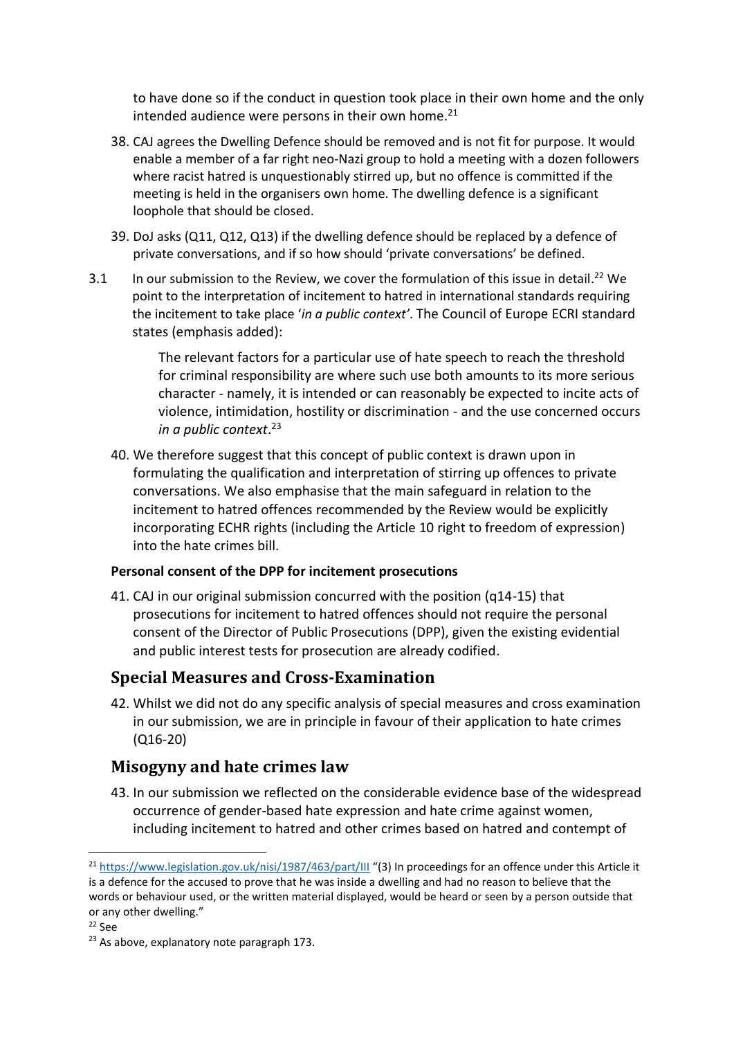to have done so if the conduct in question took place in their own home and the only intended audience were persons in their own home.[21]

38. CAJ agrees the Dwelling Defence should be removed and is not fit for purpose. It would enable a member of a far right neo-Nazi group to hold a meeting with a dozen followers where racist hatred is unquestionably stirred up, but no offence is committed if the meeting is held in the organisers own home. The dwelling defence is a significant loophole that should be closed.

39. DoJ asks (Q11, Q12, Q13) if the dwelling defence should be replaced by a defence of private conversations, and if so how should 'private conversations' be defined.

3.1 In our submission to the Review, we cover the formulation of this issue in detail.[22] We point to the interpretation of incitement to hatred in international standards requiring the incitement to take place '*in a public context*'. The Council of Europe ECRI standard states (emphasis added):

> The relevant factors for a particular use of hate speech to reach the threshold for criminal responsibility are where such use both amounts to its more serious character - namely, it is intended or can reasonably be expected to incite acts of violence, intimidation, hostility or discrimination - and the use concerned occurs *in a public context*.[23]

40. We therefore suggest that this concept of public context is drawn upon in formulating the qualification and interpretation of stirring up offences to private conversations. We also emphasise that the main safeguard in relation to the incitement to hatred offences recommended by the Review would be explicitly incorporating ECHR rights (including the Article 10 right to freedom of expression) into the hate crimes bill.

**Personal consent of the DPP for incitement prosecutions**

41. CAJ in our original submission concurred with the position (q14-15) that prosecutions for incitement to hatred offences should not require the personal consent of the Director of Public Prosecutions (DPP), given the existing evidential and public interest tests for prosecution are already codified.

## Special Measures and Cross-Examination

42. Whilst we did not do any specific analysis of special measures and cross examination in our submission, we are in principle in favour of their application to hate crimes (Q16-20)

## Misogyny and hate crimes law

43. In our submission we reflected on the considerable evidence base of the widespread occurrence of gender-based hate expression and hate crime against women, including incitement to hatred and other crimes based on hatred and contempt of

---

[21] https://www.legislation.gov.uk/nisi/1987/463/part/III "(3) In proceedings for an offence under this Article it is a defence for the accused to prove that he was inside a dwelling and had no reason to believe that the words or behaviour used, or the written material displayed, would be heard or seen by a person outside that or any other dwelling."

[22] See

[23] As above, explanatory note paragraph 173.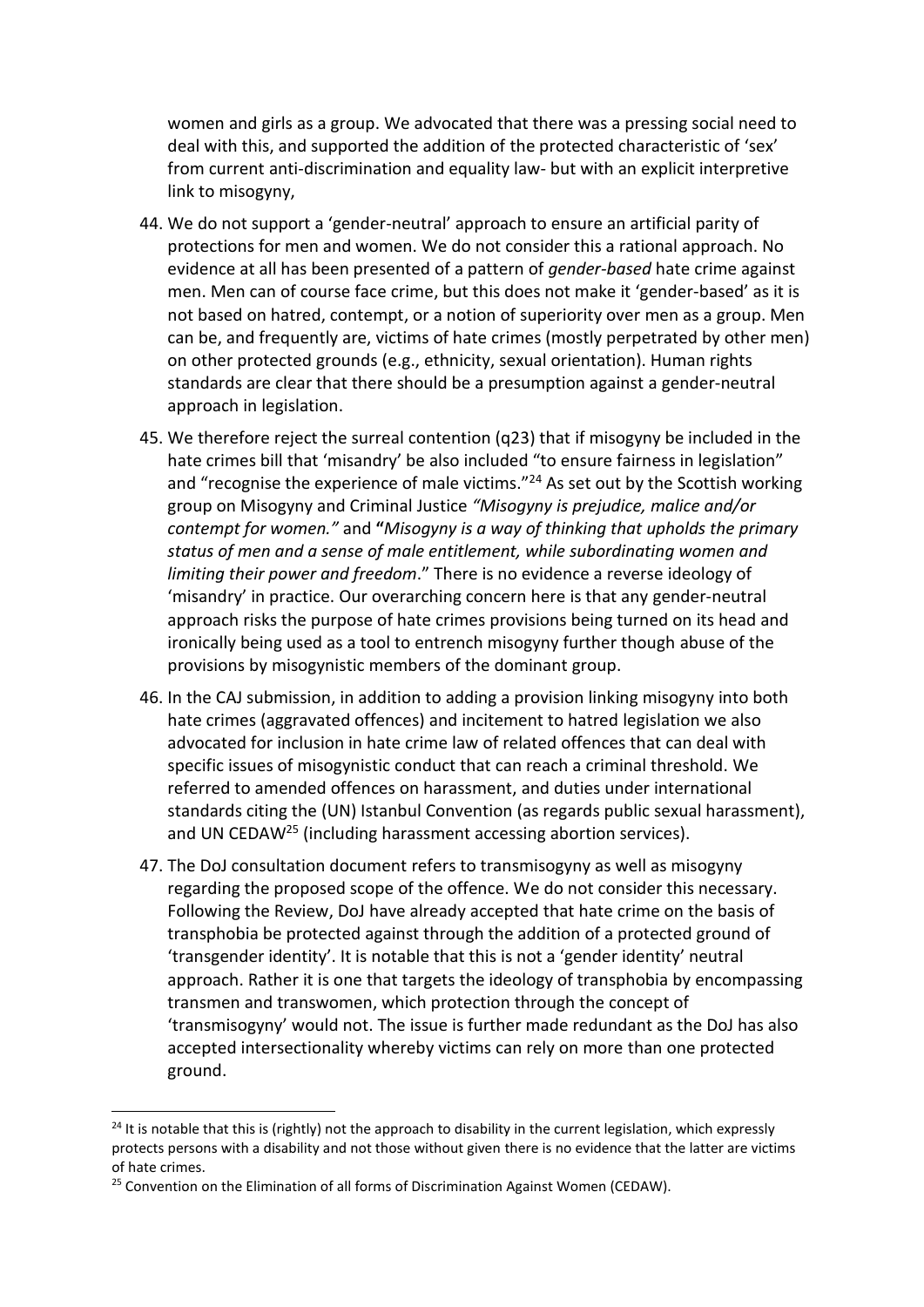women and girls as a group. We advocated that there was a pressing social need to deal with this, and supported the addition of the protected characteristic of 'sex' from current anti-discrimination and equality law- but with an explicit interpretive link to misogyny,

44. We do not support a 'gender-neutral' approach to ensure an artificial parity of protections for men and women. We do not consider this a rational approach. No evidence at all has been presented of a pattern of *gender-based* hate crime against men. Men can of course face crime, but this does not make it 'gender-based' as it is not based on hatred, contempt, or a notion of superiority over men as a group. Men can be, and frequently are, victims of hate crimes (mostly perpetrated by other men) on other protected grounds (e.g., ethnicity, sexual orientation). Human rights standards are clear that there should be a presumption against a gender-neutral approach in legislation.

45. We therefore reject the surreal contention (q23) that if misogyny be included in the hate crimes bill that 'misandry' be also included "to ensure fairness in legislation" and "recognise the experience of male victims."[24] As set out by the Scottish working group on Misogyny and Criminal Justice *"Misogyny is prejudice, malice and/or contempt for women."* and **"***Misogyny is a way of thinking that upholds the primary status of men and a sense of male entitlement, while subordinating women and limiting their power and freedom*." There is no evidence a reverse ideology of 'misandry' in practice. Our overarching concern here is that any gender-neutral approach risks the purpose of hate crimes provisions being turned on its head and ironically being used as a tool to entrench misogyny further though abuse of the provisions by misogynistic members of the dominant group.

46. In the CAJ submission, in addition to adding a provision linking misogyny into both hate crimes (aggravated offences) and incitement to hatred legislation we also advocated for inclusion in hate crime law of related offences that can deal with specific issues of misogynistic conduct that can reach a criminal threshold. We referred to amended offences on harassment, and duties under international standards citing the (UN) Istanbul Convention (as regards public sexual harassment), and UN CEDAW[25] (including harassment accessing abortion services).

47. The DoJ consultation document refers to transmisogyny as well as misogyny regarding the proposed scope of the offence. We do not consider this necessary. Following the Review, DoJ have already accepted that hate crime on the basis of transphobia be protected against through the addition of a protected ground of 'transgender identity'. It is notable that this is not a 'gender identity' neutral approach. Rather it is one that targets the ideology of transphobia by encompassing transmen and transwomen, which protection through the concept of 'transmisogyny' would not. The issue is further made redundant as the DoJ has also accepted intersectionality whereby victims can rely on more than one protected ground.

---

[24] It is notable that this is (rightly) not the approach to disability in the current legislation, which expressly protects persons with a disability and not those without given there is no evidence that the latter are victims of hate crimes.

[25] Convention on the Elimination of all forms of Discrimination Against Women (CEDAW).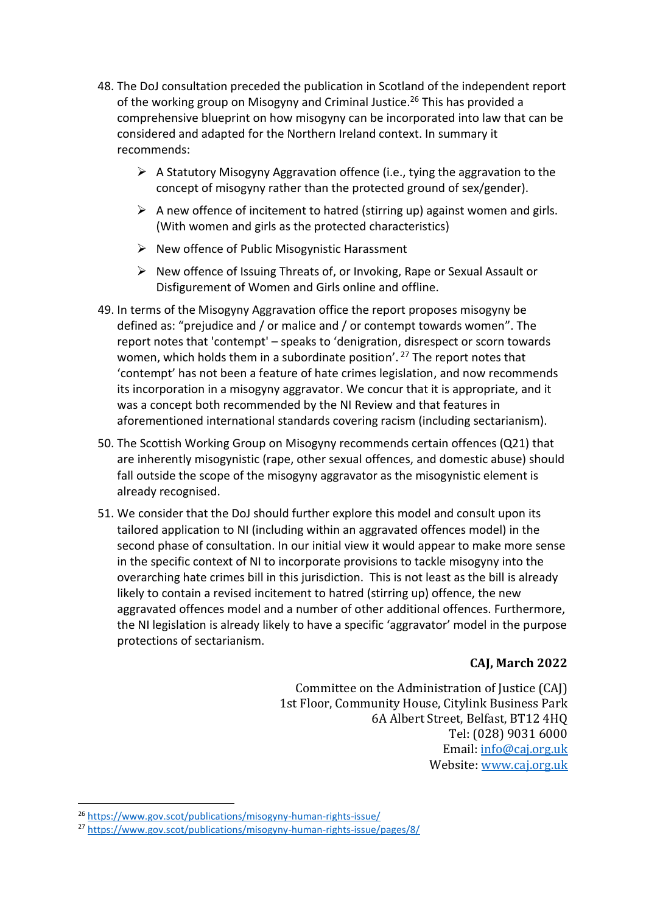48. The DoJ consultation preceded the publication in Scotland of the independent report of the working group on Misogyny and Criminal Justice.[26] This has provided a comprehensive blueprint on how misogyny can be incorporated into law that can be considered and adapted for the Northern Ireland context. In summary it recommends:

    - A Statutory Misogyny Aggravation offence (i.e., tying the aggravation to the concept of misogyny rather than the protected ground of sex/gender).
    - A new offence of incitement to hatred (stirring up) against women and girls. (With women and girls as the protected characteristics)
    - New offence of Public Misogynistic Harassment
    - New offence of Issuing Threats of, or Invoking, Rape or Sexual Assault or Disfigurement of Women and Girls online and offline.

49. In terms of the Misogyny Aggravation office the report proposes misogyny be defined as: "prejudice and / or malice and / or contempt towards women". The report notes that 'contempt' – speaks to 'denigration, disrespect or scorn towards women, which holds them in a subordinate position'.[27] The report notes that 'contempt' has not been a feature of hate crimes legislation, and now recommends its incorporation in a misogyny aggravator. We concur that it is appropriate, and it was a concept both recommended by the NI Review and that features in aforementioned international standards covering racism (including sectarianism).

50. The Scottish Working Group on Misogyny recommends certain offences (Q21) that are inherently misogynistic (rape, other sexual offences, and domestic abuse) should fall outside the scope of the misogyny aggravator as the misogynistic element is already recognised.

51. We consider that the DoJ should further explore this model and consult upon its tailored application to NI (including within an aggravated offences model) in the second phase of consultation. In our initial view it would appear to make more sense in the specific context of NI to incorporate provisions to tackle misogyny into the overarching hate crimes bill in this jurisdiction. This is not least as the bill is already likely to contain a revised incitement to hatred (stirring up) offence, the new aggravated offences model and a number of other additional offences. Furthermore, the NI legislation is already likely to have a specific 'aggravator' model in the purpose protections of sectarianism.

**CAJ, March 2022**

Committee on the Administration of Justice (CAJ)
1st Floor, Community House, Citylink Business Park
6A Albert Street, Belfast, BT12 4HQ
Tel: (028) 9031 6000
Email: info@caj.org.uk
Website: www.caj.org.uk

---

[26] https://www.gov.scot/publications/misogyny-human-rights-issue/

[27] https://www.gov.scot/publications/misogyny-human-rights-issue/pages/8/